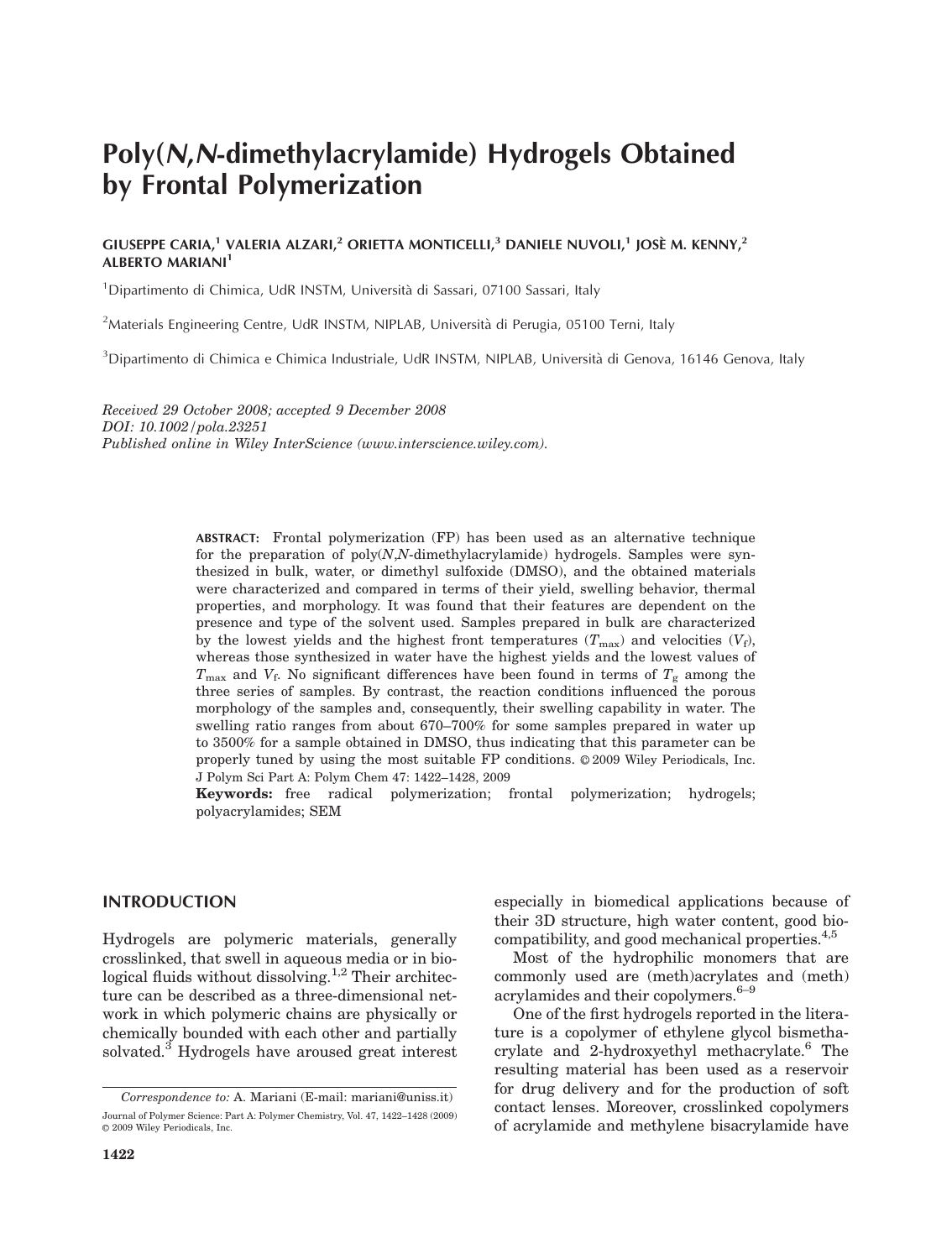# Poly(*N*,*N*-dimethylacrylamide) Hydrogels Obtained by Frontal Polymerization

**GIUSEPPE CARIA,[1] VALERIA ALZARI,[2] ORIETTA MONTICELLI,[3] DANIELE NUVOLI,[1] JOSÈ M. KENNY,[2] ALBERTO MARIANI[1]**

[1]Dipartimento di Chimica, UdR INSTM, Università di Sassari, 07100 Sassari, Italy

[2]Materials Engineering Centre, UdR INSTM, NIPLAB, Università di Perugia, 05100 Terni, Italy

[3]Dipartimento di Chimica e Chimica Industriale, UdR INSTM, NIPLAB, Università di Genova, 16146 Genova, Italy

*Received 29 October 2008; accepted 9 December 2008*
*DOI: 10.1002/pola.23251*
*Published online in Wiley InterScience (www.interscience.wiley.com).*

**ABSTRACT:** Frontal polymerization (FP) has been used as an alternative technique for the preparation of poly(*N*,*N*-dimethylacrylamide) hydrogels. Samples were synthesized in bulk, water, or dimethyl sulfoxide (DMSO), and the obtained materials were characterized and compared in terms of their yield, swelling behavior, thermal properties, and morphology. It was found that their features are dependent on the presence and type of the solvent used. Samples prepared in bulk are characterized by the lowest yields and the highest front temperatures ($T_{max}$) and velocities ($V_f$), whereas those synthesized in water have the highest yields and the lowest values of $T_{max}$ and $V_f$. No significant differences have been found in terms of $T_g$ among the three series of samples. By contrast, the reaction conditions influenced the porous morphology of the samples and, consequently, their swelling capability in water. The swelling ratio ranges from about 670–700% for some samples prepared in water up to 3500% for a sample obtained in DMSO, thus indicating that this parameter can be properly tuned by using the most suitable FP conditions. © 2009 Wiley Periodicals, Inc. J Polym Sci Part A: Polym Chem 47: 1422–1428, 2009

**Keywords:** free radical polymerization; frontal polymerization; hydrogels; polyacrylamides; SEM

## INTRODUCTION

Hydrogels are polymeric materials, generally crosslinked, that swell in aqueous media or in biological fluids without dissolving.[1,2] Their architecture can be described as a three-dimensional network in which polymeric chains are physically or chemically bounded with each other and partially solvated.[3] Hydrogels have aroused great interest especially in biomedical applications because of their 3D structure, high water content, good biocompatibility, and good mechanical properties.[4,5]

Most of the hydrophilic monomers that are commonly used are (meth)acrylates and (meth) acrylamides and their copolymers.[6–9]

One of the first hydrogels reported in the literature is a copolymer of ethylene glycol bismethacrylate and 2-hydroxyethyl methacrylate.[6] The resulting material has been used as a reservoir for drug delivery and for the production of soft contact lenses. Moreover, crosslinked copolymers of acrylamide and methylene bisacrylamide have

*Correspondence to:* A. Mariani (E-mail: mariani@uniss.it)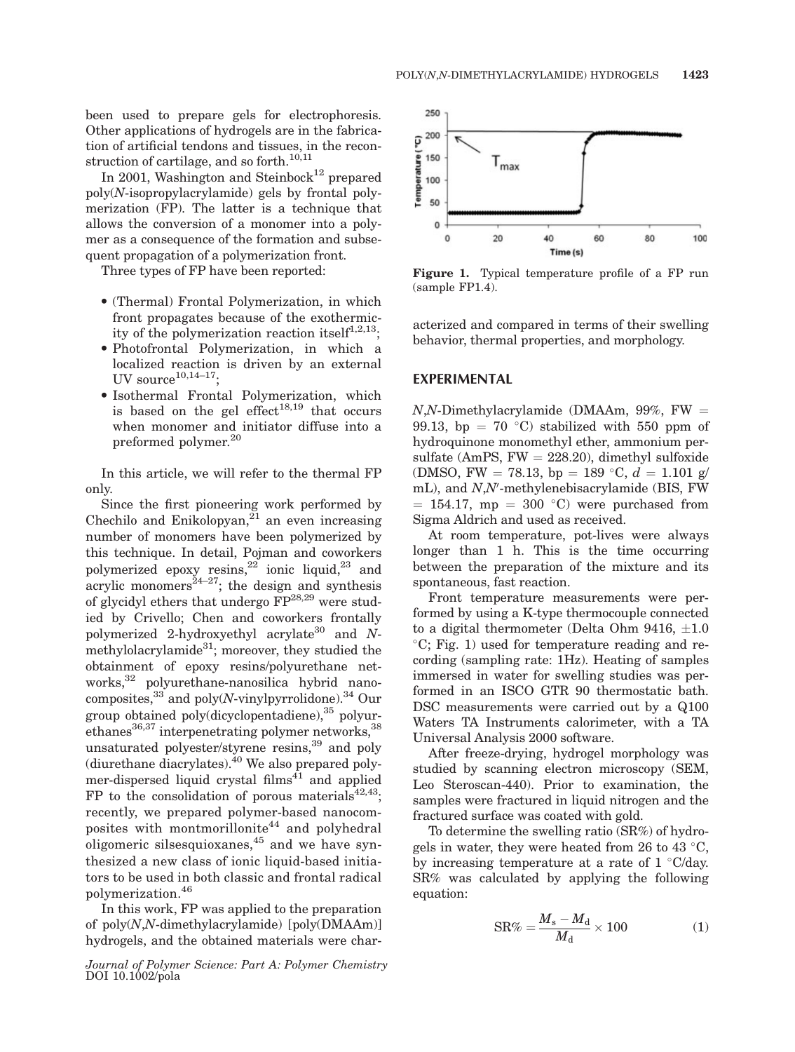been used to prepare gels for electrophoresis. Other applications of hydrogels are in the fabrication of artificial tendons and tissues, in the reconstruction of cartilage, and so forth.[10,11]

In 2001, Washington and Steinbock[12] prepared poly(*N*-isopropylacrylamide) gels by frontal polymerization (FP). The latter is a technique that allows the conversion of a monomer into a polymer as a consequence of the formation and subsequent propagation of a polymerization front.

Three types of FP have been reported:

- (Thermal) Frontal Polymerization, in which front propagates because of the exothermicity of the polymerization reaction itself[1,2,13];
- Photofrontal Polymerization, in which a localized reaction is driven by an external UV source[10,14–17];
- Isothermal Frontal Polymerization, which is based on the gel effect[18,19] that occurs when monomer and initiator diffuse into a preformed polymer.[20]

In this article, we will refer to the thermal FP only.

Since the first pioneering work performed by Chechilo and Enikolopyan,[21] an even increasing number of monomers have been polymerized by this technique. In detail, Pojman and coworkers polymerized epoxy resins,[22] ionic liquid,[23] and acrylic monomers[24–27]; the design and synthesis of glycidyl ethers that undergo FP[28,29] were studied by Crivello; Chen and coworkers frontally polymerized 2-hydroxyethyl acrylate[30] and *N*-methylolacrylamide[31]; moreover, they studied the obtainment of epoxy resins/polyurethane networks,[32] polyurethane-nanosilica hybrid nanocomposites,[33] and poly(*N*-vinylpyrrolidone).[34] Our group obtained poly(dicyclopentadiene),[35] polyurethanes[36,37] interpenetrating polymer networks,[38] unsaturated polyester/styrene resins,[39] and poly (diurethane diacrylates).[40] We also prepared polymer-dispersed liquid crystal films[41] and applied FP to the consolidation of porous materials[42,43]; recently, we prepared polymer-based nanocomposites with montmorillonite[44] and polyhedral oligomeric silsesquioxanes,[45] and we have synthesized a new class of ionic liquid-based initiators to be used in both classic and frontal radical polymerization.[46]

In this work, FP was applied to the preparation of poly(*N*,*N*-dimethylacrylamide) [poly(DMAAm)] hydrogels, and the obtained materials were characterized and compared in terms of their swelling behavior, thermal properties, and morphology.

**Figure 1.** Typical temperature profile of a FP run (sample FP1.4).

## EXPERIMENTAL

*N*,*N*-Dimethylacrylamide (DMAAm, 99%, FW = 99.13, bp = 70 °C) stabilized with 550 ppm of hydroquinone monomethyl ether, ammonium persulfate (AmPS, FW = 228.20), dimethyl sulfoxide (DMSO, FW = 78.13, bp = 189 °C, $d$ = 1.101 g/mL), and *N*,*N*′-methylenebisacrylamide (BIS, FW = 154.17, mp = 300 °C) were purchased from Sigma Aldrich and used as received.

At room temperature, pot-lives were always longer than 1 h. This is the time occurring between the preparation of the mixture and its spontaneous, fast reaction.

Front temperature measurements were performed by using a K-type thermocouple connected to a digital thermometer (Delta Ohm 9416, ±1.0 °C; Fig. 1) used for temperature reading and recording (sampling rate: 1Hz). Heating of samples immersed in water for swelling studies was performed in an ISCO GTR 90 thermostatic bath. DSC measurements were carried out by a Q100 Waters TA Instruments calorimeter, with a TA Universal Analysis 2000 software.

After freeze-drying, hydrogel morphology was studied by scanning electron microscopy (SEM, Leo Steroscan-440). Prior to examination, the samples were fractured in liquid nitrogen and the fractured surface was coated with gold.

To determine the swelling ratio (SR%) of hydrogels in water, they were heated from 26 to 43 °C, by increasing temperature at a rate of 1 °C/day. SR% was calculated by applying the following equation:

$$\mathrm{SR\%} = \frac{M_s - M_d}{M_d} \times 100 \tag{1}$$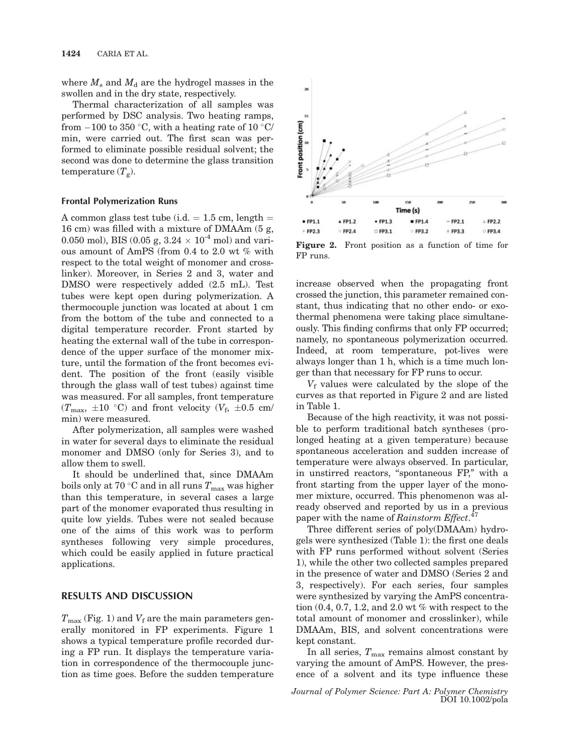where $M_s$ and $M_d$ are the hydrogel masses in the swollen and in the dry state, respectively.

Thermal characterization of all samples was performed by DSC analysis. Two heating ramps, from −100 to 350 °C, with a heating rate of 10 °C/min, were carried out. The first scan was performed to eliminate possible residual solvent; the second was done to determine the glass transition temperature ($T_g$).

### Frontal Polymerization Runs

A common glass test tube (i.d. = 1.5 cm, length = 16 cm) was filled with a mixture of DMAAm (5 g, 0.050 mol), BIS (0.05 g, $3.24 \times 10^{-4}$ mol) and various amount of AmPS (from 0.4 to 2.0 wt % with respect to the total weight of monomer and crosslinker). Moreover, in Series 2 and 3, water and DMSO were respectively added (2.5 mL). Test tubes were kept open during polymerization. A thermocouple junction was located at about 1 cm from the bottom of the tube and connected to a digital temperature recorder. Front started by heating the external wall of the tube in correspondence of the upper surface of the monomer mixture, until the formation of the front becomes evident. The position of the front (easily visible through the glass wall of test tubes) against time was measured. For all samples, front temperature ($T_{max}$, ±10 °C) and front velocity ($V_f$, ±0.5 cm/min) were measured.

After polymerization, all samples were washed in water for several days to eliminate the residual monomer and DMSO (only for Series 3), and to allow them to swell.

It should be underlined that, since DMAAm boils only at 70 °C and in all runs $T_{max}$ was higher than this temperature, in several cases a large part of the monomer evaporated thus resulting in quite low yields. Tubes were not sealed because one of the aims of this work was to perform syntheses following very simple procedures, which could be easily applied in future practical applications.

## RESULTS AND DISCUSSION

$T_{max}$ (Fig. 1) and $V_f$ are the main parameters generally monitored in FP experiments. Figure 1 shows a typical temperature profile recorded during a FP run. It displays the temperature variation in correspondence of the thermocouple junction as time goes. Before the sudden temperature increase observed when the propagating front crossed the junction, this parameter remained constant, thus indicating that no other endo- or exothermal phenomena were taking place simultaneously. This finding confirms that only FP occurred; namely, no spontaneous polymerization occurred. Indeed, at room temperature, pot-lives were always longer than 1 h, which is a time much longer than that necessary for FP runs to occur.

**Figure 2.** Front position as a function of time for FP runs.

$V_f$ values were calculated by the slope of the curves as that reported in Figure 2 and are listed in Table 1.

Because of the high reactivity, it was not possible to perform traditional batch syntheses (prolonged heating at a given temperature) because spontaneous acceleration and sudden increase of temperature were always observed. In particular, in unstirred reactors, "spontaneous FP," with a front starting from the upper layer of the monomer mixture, occurred. This phenomenon was already observed and reported by us in a previous paper with the name of *Rainstorm Effect*.[47]

Three different series of poly(DMAAm) hydrogels were synthesized (Table 1): the first one deals with FP runs performed without solvent (Series 1), while the other two collected samples prepared in the presence of water and DMSO (Series 2 and 3, respectively). For each series, four samples were synthesized by varying the AmPS concentration (0.4, 0.7, 1.2, and 2.0 wt % with respect to the total amount of monomer and crosslinker), while DMAAm, BIS, and solvent concentrations were kept constant.

In all series, $T_{max}$ remains almost constant by varying the amount of AmPS. However, the presence of a solvent and its type influence these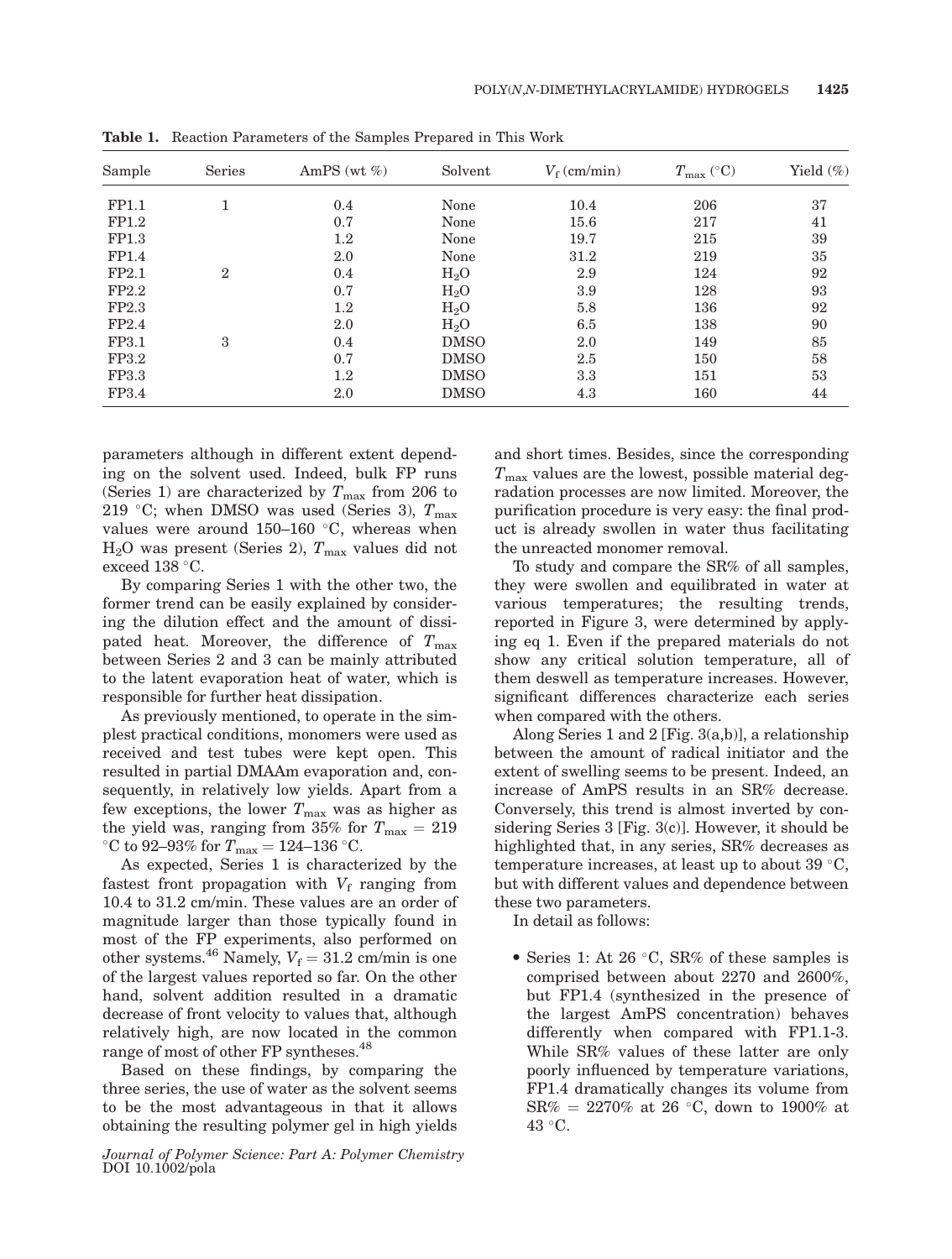**Table 1.** Reaction Parameters of the Samples Prepared in This Work

| Sample | Series | AmPS (wt %) | Solvent | $V_f$ (cm/min) | $T_{max}$ (°C) | Yield (%) |
|---|---|---|---|---|---|---|
| FP1.1 | 1 | 0.4 | None | 10.4 | 206 | 37 |
| FP1.2 | | 0.7 | None | 15.6 | 217 | 41 |
| FP1.3 | | 1.2 | None | 19.7 | 215 | 39 |
| FP1.4 | | 2.0 | None | 31.2 | 219 | 35 |
| FP2.1 | 2 | 0.4 | $H_2O$ | 2.9 | 124 | 92 |
| FP2.2 | | 0.7 | $H_2O$ | 3.9 | 128 | 93 |
| FP2.3 | | 1.2 | $H_2O$ | 5.8 | 136 | 92 |
| FP2.4 | | 2.0 | $H_2O$ | 6.5 | 138 | 90 |
| FP3.1 | 3 | 0.4 | DMSO | 2.0 | 149 | 85 |
| FP3.2 | | 0.7 | DMSO | 2.5 | 150 | 58 |
| FP3.3 | | 1.2 | DMSO | 3.3 | 151 | 53 |
| FP3.4 | | 2.0 | DMSO | 4.3 | 160 | 44 |

parameters although in different extent depending on the solvent used. Indeed, bulk FP runs (Series 1) are characterized by $T_{max}$ from 206 to 219 °C; when DMSO was used (Series 3), $T_{max}$ values were around 150–160 °C, whereas when $H_2O$ was present (Series 2), $T_{max}$ values did not exceed 138 °C.

By comparing Series 1 with the other two, the former trend can be easily explained by considering the dilution effect and the amount of dissipated heat. Moreover, the difference of $T_{max}$ between Series 2 and 3 can be mainly attributed to the latent evaporation heat of water, which is responsible for further heat dissipation.

As previously mentioned, to operate in the simplest practical conditions, monomers were used as received and test tubes were kept open. This resulted in partial DMAAm evaporation and, consequently, in relatively low yields. Apart from a few exceptions, the lower $T_{max}$ was as higher as the yield was, ranging from 35% for $T_{max}$ = 219 °C to 92–93% for $T_{max}$ = 124–136 °C.

As expected, Series 1 is characterized by the fastest front propagation with $V_f$ ranging from 10.4 to 31.2 cm/min. These values are an order of magnitude larger than those typically found in most of the FP experiments, also performed on other systems.[46] Namely, $V_f$ = 31.2 cm/min is one of the largest values reported so far. On the other hand, solvent addition resulted in a dramatic decrease of front velocity to values that, although relatively high, are now located in the common range of most of other FP syntheses.[48]

Based on these findings, by comparing the three series, the use of water as the solvent seems to be the most advantageous in that it allows obtaining the resulting polymer gel in high yields and short times. Besides, since the corresponding $T_{max}$ values are the lowest, possible material degradation processes are now limited. Moreover, the purification procedure is very easy: the final product is already swollen in water thus facilitating the unreacted monomer removal.

To study and compare the SR% of all samples, they were swollen and equilibrated in water at various temperatures; the resulting trends, reported in Figure 3, were determined by applying eq 1. Even if the prepared materials do not show any critical solution temperature, all of them deswell as temperature increases. However, significant differences characterize each series when compared with the others.

Along Series 1 and 2 [Fig. 3(a,b)], a relationship between the amount of radical initiator and the extent of swelling seems to be present. Indeed, an increase of AmPS results in an SR% decrease. Conversely, this trend is almost inverted by considering Series 3 [Fig. 3(c)]. However, it should be highlighted that, in any series, SR% decreases as temperature increases, at least up to about 39 °C, but with different values and dependence between these two parameters.

In detail as follows:

- Series 1: At 26 °C, SR% of these samples is comprised between about 2270 and 2600%, but FP1.4 (synthesized in the presence of the largest AmPS concentration) behaves differently when compared with FP1.1-3. While SR% values of these latter are only poorly influenced by temperature variations, FP1.4 dramatically changes its volume from SR% = 2270% at 26 °C, down to 1900% at 43 °C.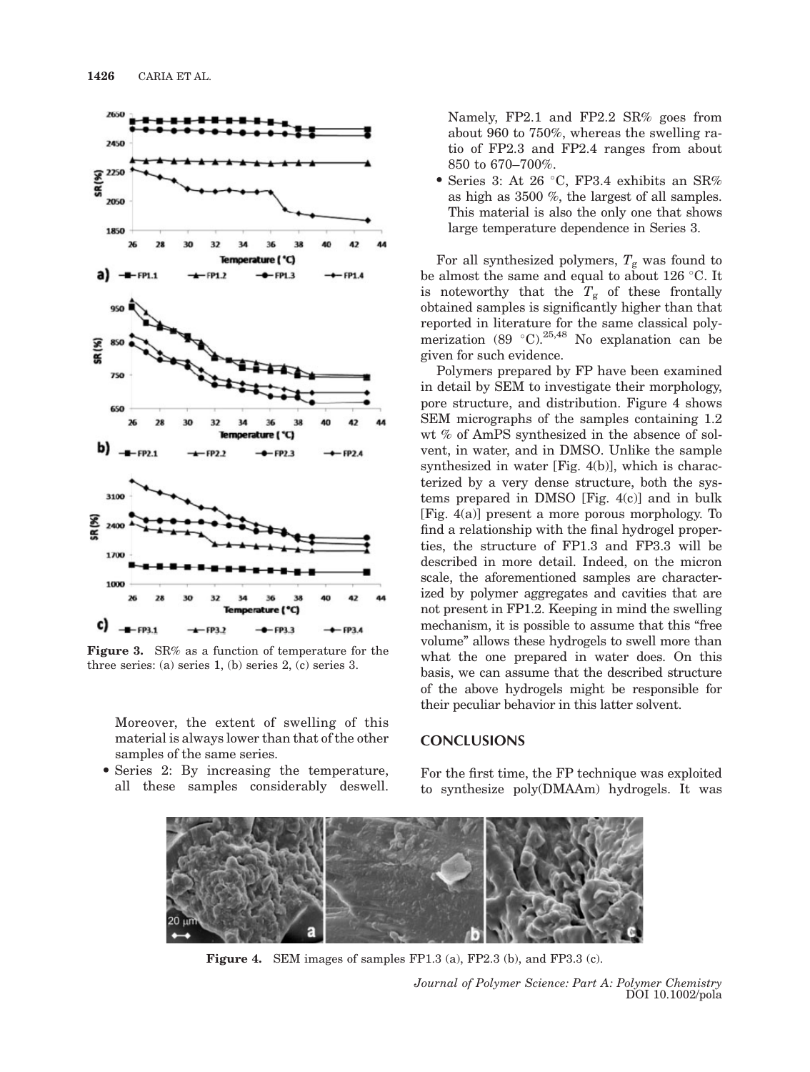Figure 3. SR% as a function of temperature for the three series: (a) series 1, (b) series 2, (c) series 3.

Moreover, the extent of swelling of this material is always lower than that of the other samples of the same series.

- Series 2: By increasing the temperature, all these samples considerably deswell. Namely, FP2.1 and FP2.2 SR% goes from about 960 to 750%, whereas the swelling ratio of FP2.3 and FP2.4 ranges from about 850 to 670–700%.
- Series 3: At 26 °C, FP3.4 exhibits an SR% as high as 3500 %, the largest of all samples. This material is also the only one that shows large temperature dependence in Series 3.

For all synthesized polymers, $T_g$ was found to be almost the same and equal to about 126 °C. It is noteworthy that the $T_g$ of these frontally obtained samples is significantly higher than that reported in literature for the same classical polymerization (89 °C).[25,48] No explanation can be given for such evidence.

Polymers prepared by FP have been examined in detail by SEM to investigate their morphology, pore structure, and distribution. Figure 4 shows SEM micrographs of the samples containing 1.2 wt % of AmPS synthesized in the absence of solvent, in water, and in DMSO. Unlike the sample synthesized in water [Fig. 4(b)], which is characterized by a very dense structure, both the systems prepared in DMSO [Fig. 4(c)] and in bulk [Fig. 4(a)] present a more porous morphology. To find a relationship with the final hydrogel properties, the structure of FP1.3 and FP3.3 will be described in more detail. Indeed, on the micron scale, the aforementioned samples are characterized by polymer aggregates and cavities that are not present in FP1.2. Keeping in mind the swelling mechanism, it is possible to assume that this "free volume" allows these hydrogels to swell more than what the one prepared in water does. On this basis, we can assume that the described structure of the above hydrogels might be responsible for their peculiar behavior in this latter solvent.

## CONCLUSIONS

For the first time, the FP technique was exploited to synthesize poly(DMAAm) hydrogels. It was

Figure 4. SEM images of samples FP1.3 (a), FP2.3 (b), and FP3.3 (c).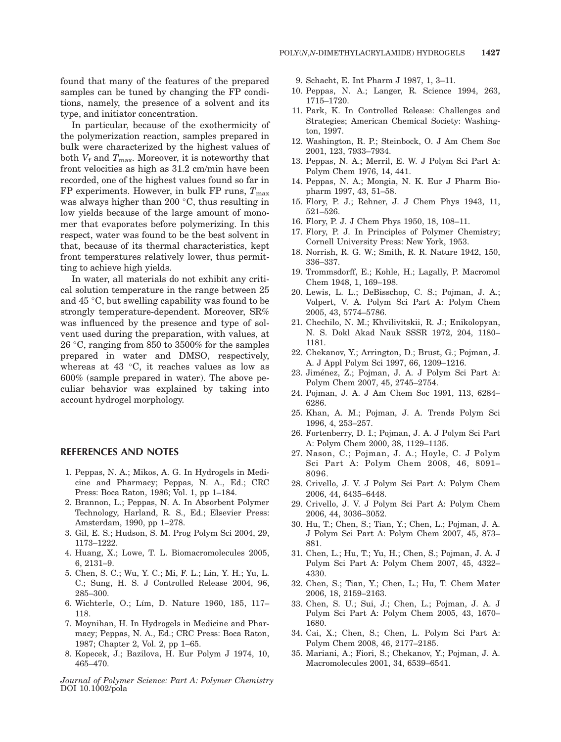found that many of the features of the prepared samples can be tuned by changing the FP conditions, namely, the presence of a solvent and its type, and initiator concentration.

In particular, because of the exothermicity of the polymerization reaction, samples prepared in bulk were characterized by the highest values of both $V_f$ and $T_{max}$. Moreover, it is noteworthy that front velocities as high as 31.2 cm/min have been recorded, one of the highest values found so far in FP experiments. However, in bulk FP runs, $T_{max}$ was always higher than 200 °C, thus resulting in low yields because of the large amount of monomer that evaporates before polymerizing. In this respect, water was found to be the best solvent in that, because of its thermal characteristics, kept front temperatures relatively lower, thus permitting to achieve high yields.

In water, all materials do not exhibit any critical solution temperature in the range between 25 and 45 °C, but swelling capability was found to be strongly temperature-dependent. Moreover, SR% was influenced by the presence and type of solvent used during the preparation, with values, at 26 °C, ranging from 850 to 3500% for the samples prepared in water and DMSO, respectively, whereas at 43 °C, it reaches values as low as 600% (sample prepared in water). The above peculiar behavior was explained by taking into account hydrogel morphology.

## REFERENCES AND NOTES

1. Peppas, N. A.; Mikos, A. G. In Hydrogels in Medicine and Pharmacy; Peppas, N. A., Ed.; CRC Press: Boca Raton, 1986; Vol. 1, pp 1–184.
2. Brannon, L.; Peppas, N. A. In Absorbent Polymer Technology, Harland, R. S., Ed.; Elsevier Press: Amsterdam, 1990, pp 1–278.
3. Gil, E. S.; Hudson, S. M. Prog Polym Sci 2004, 29, 1173–1222.
4. Huang, X.; Lowe, T. L. Biomacromolecules 2005, 6, 2131–9.
5. Chen, S. C.; Wu, Y. C.; Mi, F. L.; Lin, Y. H.; Yu, L. C.; Sung, H. S. J Controlled Release 2004, 96, 285–300.
6. Wichterle, O.; Lím, D. Nature 1960, 185, 117–118.
7. Moynihan, H. In Hydrogels in Medicine and Pharmacy; Peppas, N. A., Ed.; CRC Press: Boca Raton, 1987; Chapter 2, Vol. 2, pp 1–65.
8. Kopecek, J.; Bazilova, H. Eur Polym J 1974, 10, 465–470.
9. Schacht, E. Int Pharm J 1987, 1, 3–11.
10. Peppas, N. A.; Langer, R. Science 1994, 263, 1715–1720.
11. Park, K. In Controlled Release: Challenges and Strategies; American Chemical Society: Washington, 1997.
12. Washington, R. P.; Steinbock, O. J Am Chem Soc 2001, 123, 7933–7934.
13. Peppas, N. A.; Merril, E. W. J Polym Sci Part A: Polym Chem 1976, 14, 441.
14. Peppas, N. A.; Mongia, N. K. Eur J Pharm Biopharm 1997, 43, 51–58.
15. Flory, P. J.; Rehner, J. J Chem Phys 1943, 11, 521–526.
16. Flory, P. J. J Chem Phys 1950, 18, 108–11.
17. Flory, P. J. In Principles of Polymer Chemistry; Cornell University Press: New York, 1953.
18. Norrish, R. G. W.; Smith, R. R. Nature 1942, 150, 336–337.
19. Trommsdorff, E.; Kohle, H.; Lagally, P. Macromol Chem 1948, 1, 169–198.
20. Lewis, L. L.; DeBisschop, C. S.; Pojman, J. A.; Volpert, V. A. Polym Sci Part A: Polym Chem 2005, 43, 5774–5786.
21. Chechilo, N. M.; Khvilivitskii, R. J.; Enikolopyan, N. S. Dokl Akad Nauk SSSR 1972, 204, 1180–1181.
22. Chekanov, Y.; Arrington, D.; Brust, G.; Pojman, J. A. J Appl Polym Sci 1997, 66, 1209–1216.
23. Jiménez, Z.; Pojman, J. A. J Polym Sci Part A: Polym Chem 2007, 45, 2745–2754.
24. Pojman, J. A. J Am Chem Soc 1991, 113, 6284–6286.
25. Khan, A. M.; Pojman, J. A. Trends Polym Sci 1996, 4, 253–257.
26. Fortenberry, D. I.; Pojman, J. A. J Polym Sci Part A: Polym Chem 2000, 38, 1129–1135.
27. Nason, C.; Pojman, J. A.; Hoyle, C. J Polym Sci Part A: Polym Chem 2008, 46, 8091–8096.
28. Crivello, J. V. J Polym Sci Part A: Polym Chem 2006, 44, 6435–6448.
29. Crivello, J. V. J Polym Sci Part A: Polym Chem 2006, 44, 3036–3052.
30. Hu, T.; Chen, S.; Tian, Y.; Chen, L.; Pojman, J. A. J Polym Sci Part A: Polym Chem 2007, 45, 873–881.
31. Chen, L.; Hu, T.; Yu, H.; Chen, S.; Pojman, J. A. J Polym Sci Part A: Polym Chem 2007, 45, 4322–4330.
32. Chen, S.; Tian, Y.; Chen, L.; Hu, T. Chem Mater 2006, 18, 2159–2163.
33. Chen, S. U.; Sui, J.; Chen, L.; Pojman, J. A. J Polym Sci Part A: Polym Chem 2005, 43, 1670–1680.
34. Cai, X.; Chen, S.; Chen, L. Polym Sci Part A: Polym Chem 2008, 46, 2177–2185.
35. Mariani, A.; Fiori, S.; Chekanov, Y.; Pojman, J. A. Macromolecules 2001, 34, 6539–6541.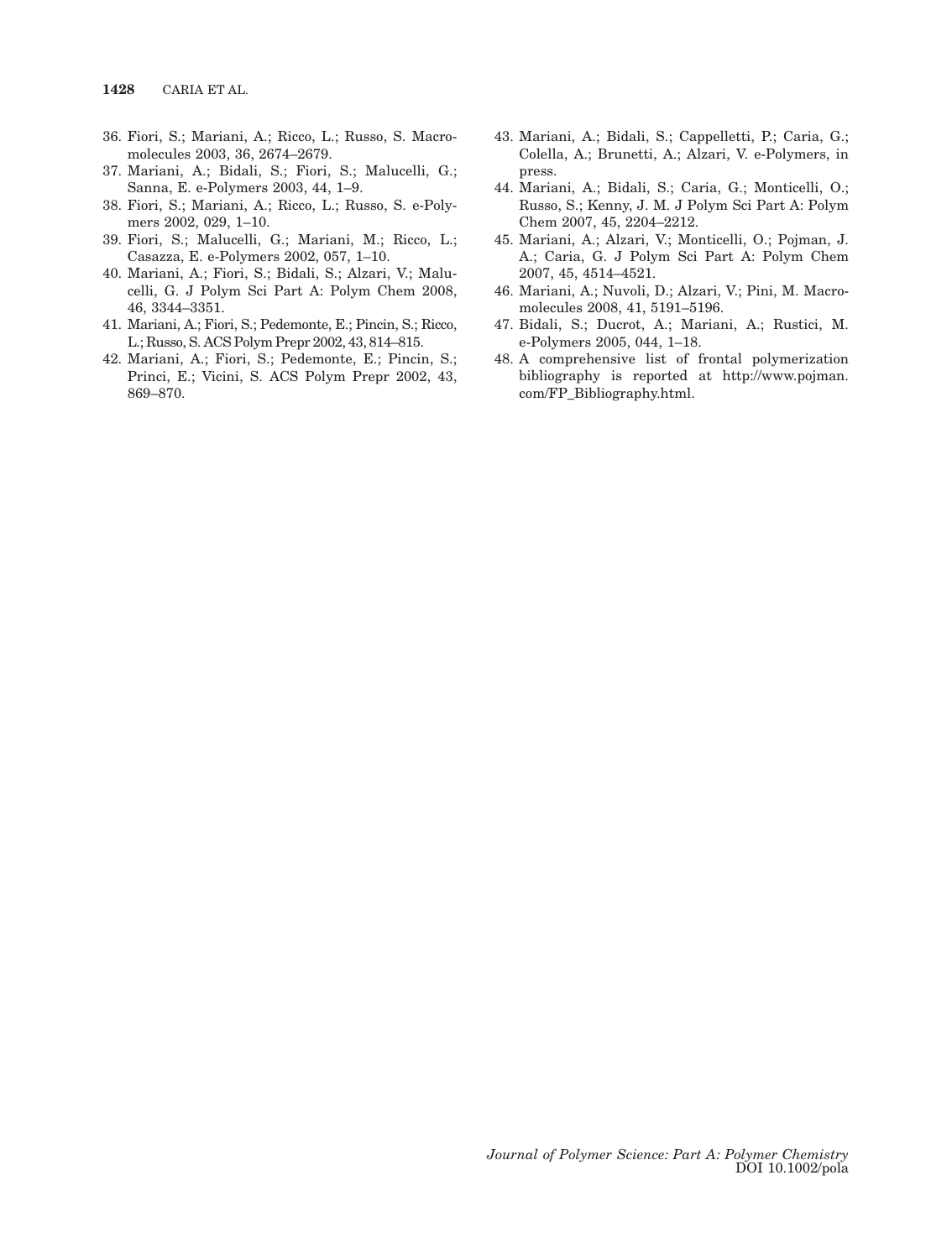36. Fiori, S.; Mariani, A.; Ricco, L.; Russo, S. Macromolecules 2003, 36, 2674–2679.
37. Mariani, A.; Bidali, S.; Fiori, S.; Malucelli, G.; Sanna, E. e-Polymers 2003, 44, 1–9.
38. Fiori, S.; Mariani, A.; Ricco, L.; Russo, S. e-Polymers 2002, 029, 1–10.
39. Fiori, S.; Malucelli, G.; Mariani, M.; Ricco, L.; Casazza, E. e-Polymers 2002, 057, 1–10.
40. Mariani, A.; Fiori, S.; Bidali, S.; Alzari, V.; Malucelli, G. J Polym Sci Part A: Polym Chem 2008, 46, 3344–3351.
41. Mariani, A.; Fiori, S.; Pedemonte, E.; Pincin, S.; Ricco, L.; Russo, S. ACS Polym Prepr 2002, 43, 814–815.
42. Mariani, A.; Fiori, S.; Pedemonte, E.; Pincin, S.; Princi, E.; Vicini, S. ACS Polym Prepr 2002, 43, 869–870.
43. Mariani, A.; Bidali, S.; Cappelletti, P.; Caria, G.; Colella, A.; Brunetti, A.; Alzari, V. e-Polymers, in press.
44. Mariani, A.; Bidali, S.; Caria, G.; Monticelli, O.; Russo, S.; Kenny, J. M. J Polym Sci Part A: Polym Chem 2007, 45, 2204–2212.
45. Mariani, A.; Alzari, V.; Monticelli, O.; Pojman, J. A.; Caria, G. J Polym Sci Part A: Polym Chem 2007, 45, 4514–4521.
46. Mariani, A.; Nuvoli, D.; Alzari, V.; Pini, M. Macromolecules 2008, 41, 5191–5196.
47. Bidali, S.; Ducrot, A.; Mariani, A.; Rustici, M. e-Polymers 2005, 044, 1–18.
48. A comprehensive list of frontal polymerization bibliography is reported at http://www.pojman.com/FP_Bibliography.html.